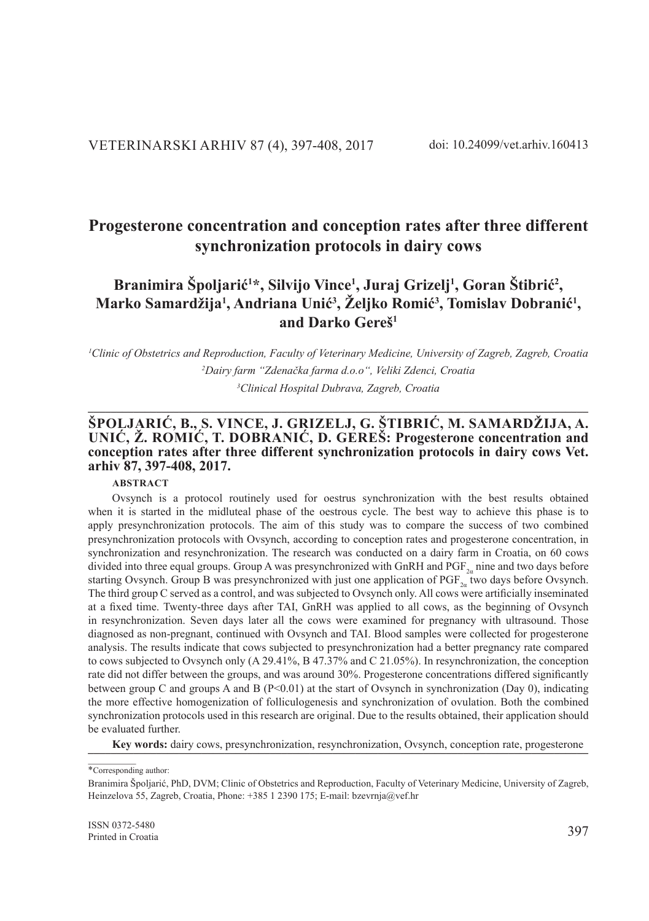# Progesterone concentration and conception rates after three different synchronization protocols in dairy cows

**Branimira Špoljarić[1]*, Silvijo Vince[1], Juraj Grizelj[1], Goran Štibrić[2], Marko Samardžija[1], Andriana Unić[3], Željko Romić[3], Tomislav Dobranić[1], and Darko Gereš[1]**

*[1]Clinic of Obstetrics and Reproduction, Faculty of Veterinary Medicine, University of Zagreb, Zagreb, Croatia*

*[2]Dairy farm "Zdenačka farma d.o.o", Veliki Zdenci, Croatia*

*[3]Clinical Hospital Dubrava, Zagreb, Croatia*

---

**ŠPOLJARIĆ, B., S. VINCE, J. GRIZELJ, G. ŠTIBRIĆ, M. SAMARDŽIJA, A. UNIĆ, Ž. ROMIĆ, T. DOBRANIĆ, D. GEREŠ: Progesterone concentration and conception rates after three different synchronization protocols in dairy cows Vet. arhiv 87, 397-408, 2017.**

**ABSTRACT**

Ovsynch is a protocol routinely used for oestrus synchronization with the best results obtained when it is started in the midluteal phase of the oestrous cycle. The best way to achieve this phase is to apply presynchronization protocols. The aim of this study was to compare the success of two combined presynchronization protocols with Ovsynch, according to conception rates and progesterone concentration, in synchronization and resynchronization. The research was conducted on a dairy farm in Croatia, on 60 cows divided into three equal groups. Group A was presynchronized with GnRH and $PGF_{2\alpha}$ nine and two days before starting Ovsynch. Group B was presynchronized with just one application of $PGF_{2\alpha}$ two days before Ovsynch. The third group C served as a control, and was subjected to Ovsynch only. All cows were artificially inseminated at a fixed time. Twenty-three days after TAI, GnRH was applied to all cows, as the beginning of Ovsynch in resynchronization. Seven days later all the cows were examined for pregnancy with ultrasound. Those diagnosed as non-pregnant, continued with Ovsynch and TAI. Blood samples were collected for progesterone analysis. The results indicate that cows subjected to presynchronization had a better pregnancy rate compared to cows subjected to Ovsynch only (A 29.41%, B 47.37% and C 21.05%). In resynchronization, the conception rate did not differ between the groups, and was around 30%. Progesterone concentrations differed significantly between group C and groups A and B ($P<0.01$) at the start of Ovsynch in synchronization (Day 0), indicating the more effective homogenization of folliculogenesis and synchronization of ovulation. Both the combined synchronization protocols used in this research are original. Due to the results obtained, their application should be evaluated further.

**Key words:** dairy cows, presynchronization, resynchronization, Ovsynch, conception rate, progesterone

---

*Corresponding author:

Branimira Špoljarić, PhD, DVM; Clinic of Obstetrics and Reproduction, Faculty of Veterinary Medicine, University of Zagreb, Heinzelova 55, Zagreb, Croatia, Phone: +385 1 2390 175; E-mail: bzevrnja@vef.hr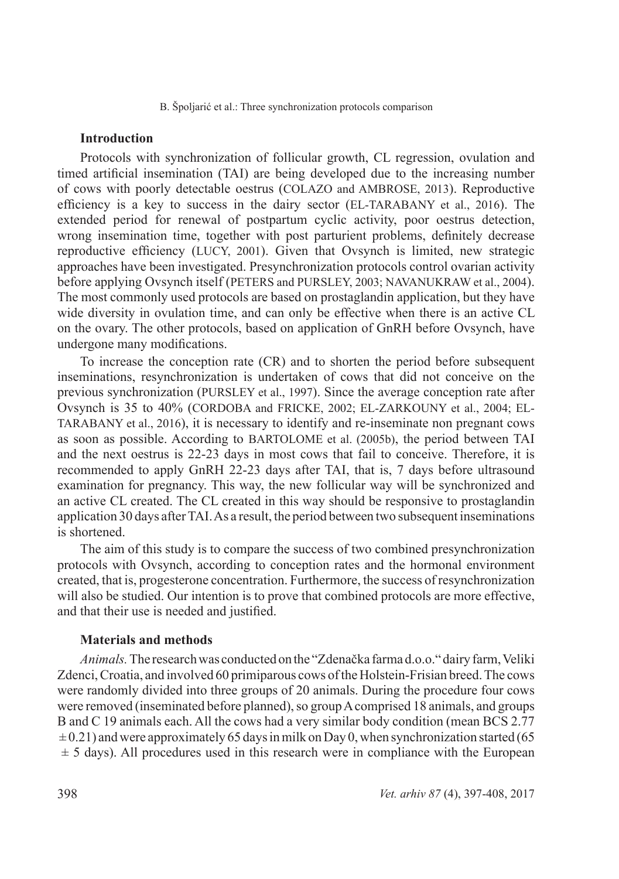## Introduction

Protocols with synchronization of follicular growth, CL regression, ovulation and timed artificial insemination (TAI) are being developed due to the increasing number of cows with poorly detectable oestrus (COLAZO and AMBROSE, 2013). Reproductive efficiency is a key to success in the dairy sector (EL-TARABANY et al., 2016). The extended period for renewal of postpartum cyclic activity, poor oestrus detection, wrong insemination time, together with post parturient problems, definitely decrease reproductive efficiency (LUCY, 2001). Given that Ovsynch is limited, new strategic approaches have been investigated. Presynchronization protocols control ovarian activity before applying Ovsynch itself (PETERS and PURSLEY, 2003; NAVANUKRAW et al., 2004). The most commonly used protocols are based on prostaglandin application, but they have wide diversity in ovulation time, and can only be effective when there is an active CL on the ovary. The other protocols, based on application of GnRH before Ovsynch, have undergone many modifications.

To increase the conception rate (CR) and to shorten the period before subsequent inseminations, resynchronization is undertaken of cows that did not conceive on the previous synchronization (PURSLEY et al., 1997). Since the average conception rate after Ovsynch is 35 to 40% (CORDOBA and FRICKE, 2002; EL-ZARKOUNY et al., 2004; EL-TARABANY et al., 2016), it is necessary to identify and re-inseminate non pregnant cows as soon as possible. According to BARTOLOME et al. (2005b), the period between TAI and the next oestrus is 22-23 days in most cows that fail to conceive. Therefore, it is recommended to apply GnRH 22-23 days after TAI, that is, 7 days before ultrasound examination for pregnancy. This way, the new follicular way will be synchronized and an active CL created. The CL created in this way should be responsive to prostaglandin application 30 days after TAI. As a result, the period between two subsequent inseminations is shortened.

The aim of this study is to compare the success of two combined presynchronization protocols with Ovsynch, according to conception rates and the hormonal environment created, that is, progesterone concentration. Furthermore, the success of resynchronization will also be studied. Our intention is to prove that combined protocols are more effective, and that their use is needed and justified.

## Materials and methods

*Animals.* The research was conducted on the "Zdenačka farma d.o.o." dairy farm, Veliki Zdenci, Croatia, and involved 60 primiparous cows of the Holstein-Frisian breed. The cows were randomly divided into three groups of 20 animals. During the procedure four cows were removed (inseminated before planned), so group A comprised 18 animals, and groups B and C 19 animals each. All the cows had a very similar body condition (mean BCS 2.77 $\pm$ 0.21) and were approximately 65 days in milk on Day 0, when synchronization started (65 $\pm$ 5 days). All procedures used in this research were in compliance with the European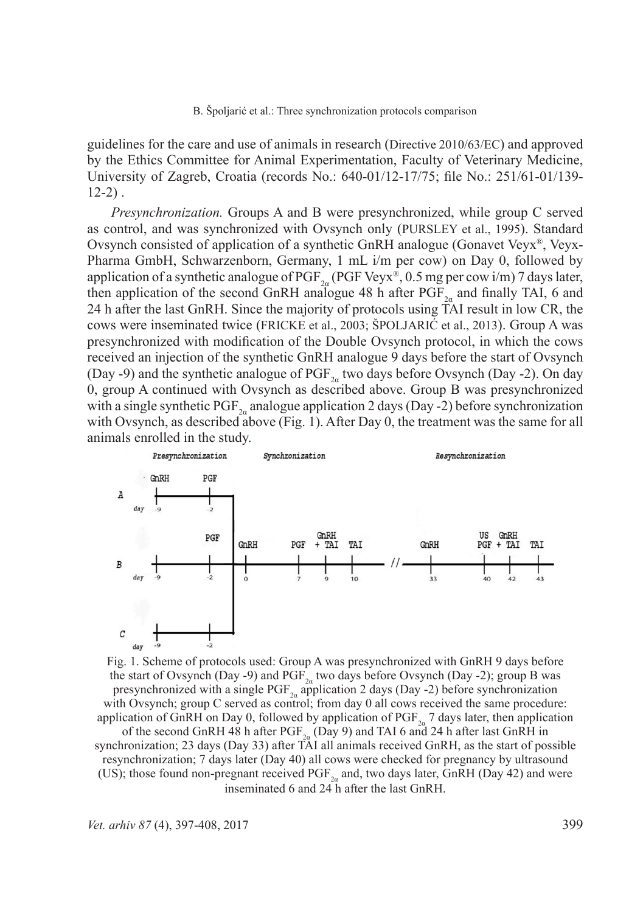guidelines for the care and use of animals in research (Directive 2010/63/EC) and approved by the Ethics Committee for Animal Experimentation, Faculty of Veterinary Medicine, University of Zagreb, Croatia (records No.: 640-01/12-17/75; file No.: 251/61-01/139-12-2) .

*Presynchronization.* Groups A and B were presynchronized, while group C served as control, and was synchronized with Ovsynch only (PURSLEY et al., 1995). Standard Ovsynch consisted of application of a synthetic GnRH analogue (Gonavet Veyx®, Veyx-Pharma GmbH, Schwarzenborn, Germany, 1 mL i/m per cow) on Day 0, followed by application of a synthetic analogue of $PGF_{2\alpha}$ (PGF Veyx®, 0.5 mg per cow i/m) 7 days later, then application of the second GnRH analogue 48 h after $PGF_{2\alpha}$ and finally TAI, 6 and 24 h after the last GnRH. Since the majority of protocols using TAI result in low CR, the cows were inseminated twice (FRICKE et al., 2003; ŠPOLJARIĆ et al., 2013). Group A was presynchronized with modification of the Double Ovsynch protocol, in which the cows received an injection of the synthetic GnRH analogue 9 days before the start of Ovsynch (Day -9) and the synthetic analogue of $PGF_{2\alpha}$ two days before Ovsynch (Day -2). On day 0, group A continued with Ovsynch as described above. Group B was presynchronized with a single synthetic $PGF_{2\alpha}$ analogue application 2 days (Day -2) before synchronization with Ovsynch, as described above (Fig. 1). After Day 0, the treatment was the same for all animals enrolled in the study.

Fig. 1. Scheme of protocols used: Group A was presynchronized with GnRH 9 days before the start of Ovsynch (Day -9) and $PGF_{2\alpha}$ two days before Ovsynch (Day -2); group B was presynchronized with a single $PGF_{2\alpha}$ application 2 days (Day -2) before synchronization with Ovsynch; group C served as control; from day 0 all cows received the same procedure: application of GnRH on Day 0, followed by application of $PGF_{2\alpha}$ 7 days later, then application of the second GnRH 48 h after $PGF_{2\alpha}$ (Day 9) and TAI 6 and 24 h after last GnRH in synchronization; 23 days (Day 33) after TAI all animals received GnRH, as the start of possible resynchronization; 7 days later (Day 40) all cows were checked for pregnancy by ultrasound (US); those found non-pregnant received $PGF_{2\alpha}$ and, two days later, GnRH (Day 42) and were inseminated 6 and 24 h after the last GnRH.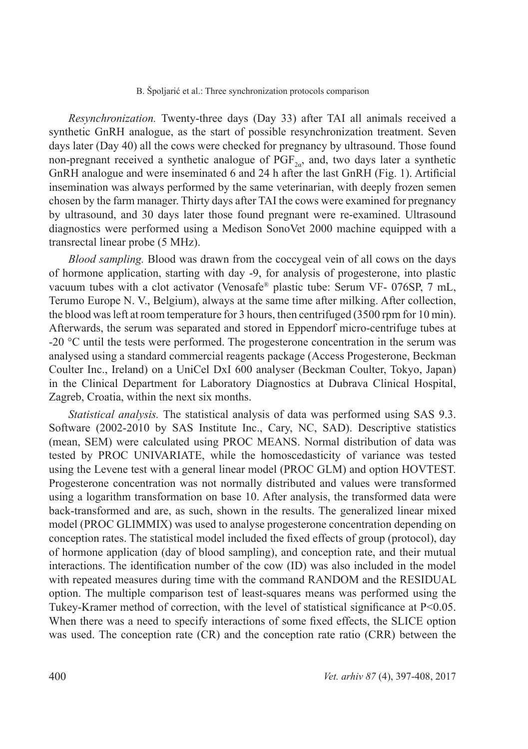*Resynchronization.* Twenty-three days (Day 33) after TAI all animals received a synthetic GnRH analogue, as the start of possible resynchronization treatment. Seven days later (Day 40) all the cows were checked for pregnancy by ultrasound. Those found non-pregnant received a synthetic analogue of $PGF_{2\alpha}$, and, two days later a synthetic GnRH analogue and were inseminated 6 and 24 h after the last GnRH (Fig. 1). Artificial insemination was always performed by the same veterinarian, with deeply frozen semen chosen by the farm manager. Thirty days after TAI the cows were examined for pregnancy by ultrasound, and 30 days later those found pregnant were re-examined. Ultrasound diagnostics were performed using a Medison SonoVet 2000 machine equipped with a transrectal linear probe (5 MHz).

*Blood sampling.* Blood was drawn from the coccygeal vein of all cows on the days of hormone application, starting with day -9, for analysis of progesterone, into plastic vacuum tubes with a clot activator (Venosafe® plastic tube: Serum VF- 076SP, 7 mL, Terumo Europe N. V., Belgium), always at the same time after milking. After collection, the blood was left at room temperature for 3 hours, then centrifuged (3500 rpm for 10 min). Afterwards, the serum was separated and stored in Eppendorf micro-centrifuge tubes at -20 °C until the tests were performed. The progesterone concentration in the serum was analysed using a standard commercial reagents package (Access Progesterone, Beckman Coulter Inc., Ireland) on a UniCel DxI 600 analyser (Beckman Coulter, Tokyo, Japan) in the Clinical Department for Laboratory Diagnostics at Dubrava Clinical Hospital, Zagreb, Croatia, within the next six months.

*Statistical analysis.* The statistical analysis of data was performed using SAS 9.3. Software (2002-2010 by SAS Institute Inc., Cary, NC, SAD). Descriptive statistics (mean, SEM) were calculated using PROC MEANS. Normal distribution of data was tested by PROC UNIVARIATE, while the homoscedasticity of variance was tested using the Levene test with a general linear model (PROC GLM) and option HOVTEST. Progesterone concentration was not normally distributed and values were transformed using a logarithm transformation on base 10. After analysis, the transformed data were back-transformed and are, as such, shown in the results. The generalized linear mixed model (PROC GLIMMIX) was used to analyse progesterone concentration depending on conception rates. The statistical model included the fixed effects of group (protocol), day of hormone application (day of blood sampling), and conception rate, and their mutual interactions. The identification number of the cow (ID) was also included in the model with repeated measures during time with the command RANDOM and the RESIDUAL option. The multiple comparison test of least-squares means was performed using the Tukey-Kramer method of correction, with the level of statistical significance at $P<0.05$. When there was a need to specify interactions of some fixed effects, the SLICE option was used. The conception rate (CR) and the conception rate ratio (CRR) between the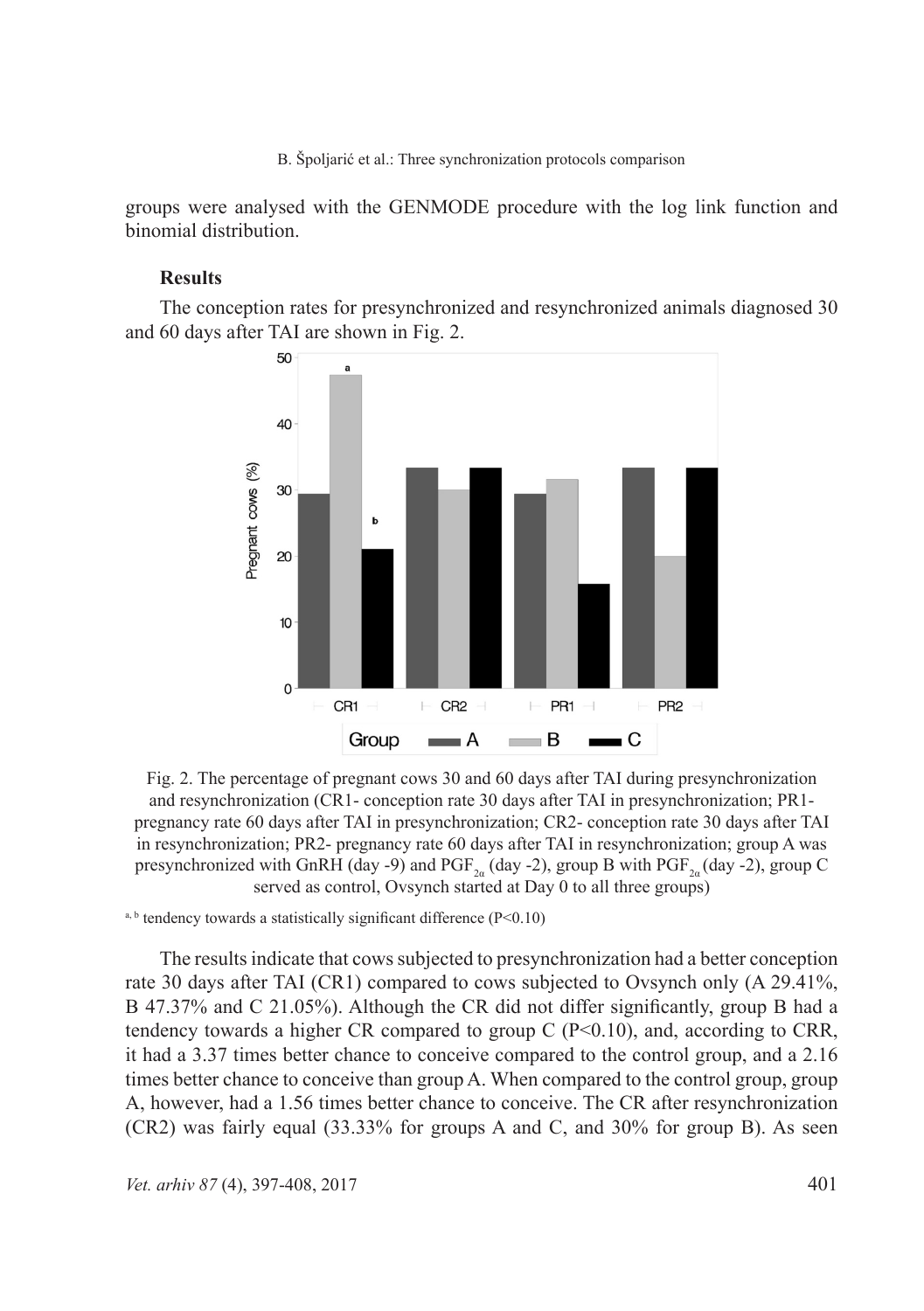groups were analysed with the GENMODE procedure with the log link function and binomial distribution.

### Results

The conception rates for presynchronized and resynchronized animals diagnosed 30 and 60 days after TAI are shown in Fig. 2.

Fig. 2. The percentage of pregnant cows 30 and 60 days after TAI during presynchronization and resynchronization (CR1- conception rate 30 days after TAI in presynchronization; PR1- pregnancy rate 60 days after TAI in presynchronization; CR2- conception rate 30 days after TAI in resynchronization; PR2- pregnancy rate 60 days after TAI in resynchronization; group A was presynchronized with GnRH (day -9) and $PGF_{2\alpha}$ (day -2), group B with $PGF_{2\alpha}$ (day -2), group C served as control, Ovsynch started at Day 0 to all three groups)

[a, b] tendency towards a statistically significant difference (P<0.10)

The results indicate that cows subjected to presynchronization had a better conception rate 30 days after TAI (CR1) compared to cows subjected to Ovsynch only (A 29.41%, B 47.37% and C 21.05%). Although the CR did not differ significantly, group B had a tendency towards a higher CR compared to group C (P<0.10), and, according to CRR, it had a 3.37 times better chance to conceive compared to the control group, and a 2.16 times better chance to conceive than group A. When compared to the control group, group A, however, had a 1.56 times better chance to conceive. The CR after resynchronization (CR2) was fairly equal (33.33% for groups A and C, and 30% for group B). As seen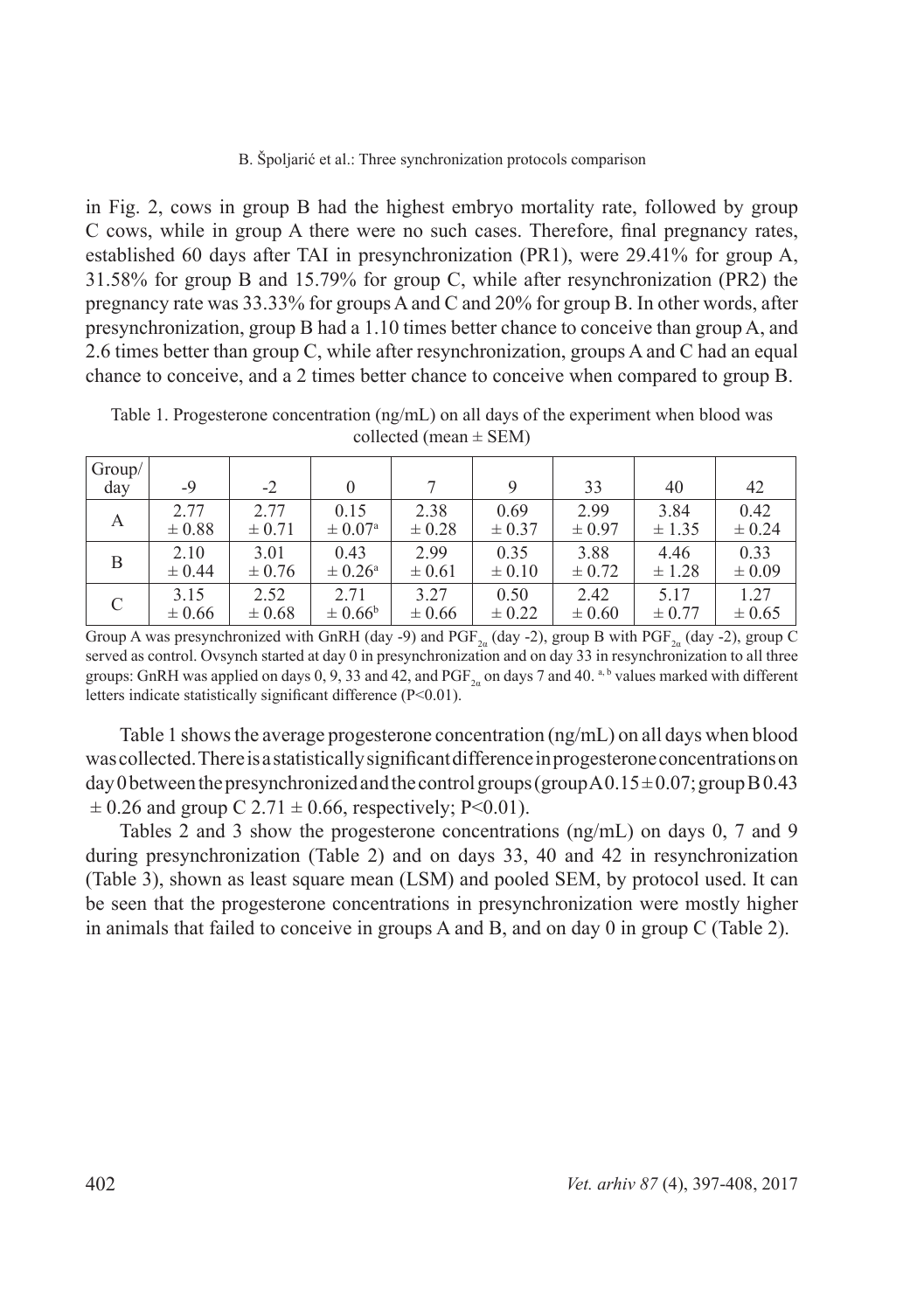in Fig. 2, cows in group B had the highest embryo mortality rate, followed by group C cows, while in group A there were no such cases. Therefore, final pregnancy rates, established 60 days after TAI in presynchronization (PR1), were 29.41% for group A, 31.58% for group B and 15.79% for group C, while after resynchronization (PR2) the pregnancy rate was 33.33% for groups A and C and 20% for group B. In other words, after presynchronization, group B had a 1.10 times better chance to conceive than group A, and 2.6 times better than group C, while after resynchronization, groups A and C had an equal chance to conceive, and a 2 times better chance to conceive when compared to group B.

Table 1. Progesterone concentration (ng/mL) on all days of the experiment when blood was collected (mean ± SEM)

| Group/ day | -9 | -2 | 0 | 7 | 9 | 33 | 40 | 42 |
|---|---|---|---|---|---|---|---|---|
| A | 2.77 ± 0.88 | 2.77 ± 0.71 | 0.15 ± 0.07[a] | 2.38 ± 0.28 | 0.69 ± 0.37 | 2.99 ± 0.97 | 3.84 ± 1.35 | 0.42 ± 0.24 |
| B | 2.10 ± 0.44 | 3.01 ± 0.76 | 0.43 ± 0.26[a] | 2.99 ± 0.61 | 0.35 ± 0.10 | 3.88 ± 0.72 | 4.46 ± 1.28 | 0.33 ± 0.09 |
| C | 3.15 ± 0.66 | 2.52 ± 0.68 | 2.71 ± 0.66[b] | 3.27 ± 0.66 | 0.50 ± 0.22 | 2.42 ± 0.60 | 5.17 ± 0.77 | 1.27 ± 0.65 |

Group A was presynchronized with GnRH (day -9) and $PGF_{2\alpha}$ (day -2), group B with $PGF_{2\alpha}$ (day -2), group C served as control. Ovsynch started at day 0 in presynchronization and on day 33 in resynchronization to all three groups: GnRH was applied on days 0, 9, 33 and 42, and $PGF_{2\alpha}$ on days 7 and 40. [a, b] values marked with different letters indicate statistically significant difference ($P<0.01$).

Table 1 shows the average progesterone concentration (ng/mL) on all days when blood was collected. There is a statistically significant difference in progesterone concentrations on day 0 between the presynchronized and the control groups (group A 0.15 ± 0.07; group B 0.43 ± 0.26 and group C 2.71 ± 0.66, respectively; $P<0.01$).

Tables 2 and 3 show the progesterone concentrations (ng/mL) on days 0, 7 and 9 during presynchronization (Table 2) and on days 33, 40 and 42 in resynchronization (Table 3), shown as least square mean (LSM) and pooled SEM, by protocol used. It can be seen that the progesterone concentrations in presynchronization were mostly higher in animals that failed to conceive in groups A and B, and on day 0 in group C (Table 2).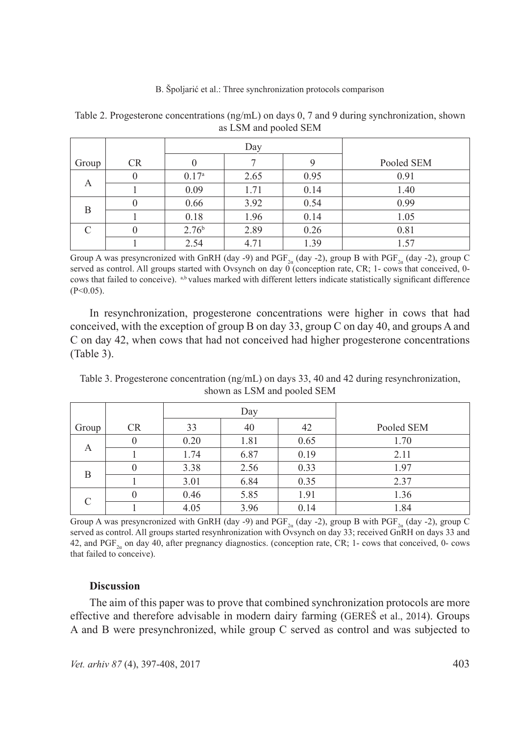Table 2. Progesterone concentrations (ng/mL) on days 0, 7 and 9 during synchronization, shown as LSM and pooled SEM

| Group | CR | Day | | | Pooled SEM |
|---|---|---|---|---|---|
| | | 0 | 7 | 9 | |
| A | 0 | 0.17[a] | 2.65 | 0.95 | 0.91 |
| | 1 | 0.09 | 1.71 | 0.14 | 1.40 |
| B | 0 | 0.66 | 3.92 | 0.54 | 0.99 |
| | 1 | 0.18 | 1.96 | 0.14 | 1.05 |
| C | 0 | 2.76[b] | 2.89 | 0.26 | 0.81 |
| | 1 | 2.54 | 4.71 | 1.39 | 1.57 |

Group A was presyncronized with GnRH (day -9) and $PGF_{2\alpha}$ (day -2), group B with $PGF_{2\alpha}$ (day -2), group C served as control. All groups started with Ovsynch on day 0 (conception rate, CR; 1- cows that conceived, 0- cows that failed to conceive). [a,b] values marked with different letters indicate statistically significant difference ($P<0.05$).

In resynchronization, progesterone concentrations were higher in cows that had conceived, with the exception of group B on day 33, group C on day 40, and groups A and C on day 42, when cows that had not conceived had higher progesterone concentrations (Table 3).

Table 3. Progesterone concentration (ng/mL) on days 33, 40 and 42 during resynchronization, shown as LSM and pooled SEM

| Group | CR | Day | | | Pooled SEM |
|---|---|---|---|---|---|
| | | 33 | 40 | 42 | |
| A | 0 | 0.20 | 1.81 | 0.65 | 1.70 |
| | 1 | 1.74 | 6.87 | 0.19 | 2.11 |
| B | 0 | 3.38 | 2.56 | 0.33 | 1.97 |
| | 1 | 3.01 | 6.84 | 0.35 | 2.37 |
| C | 0 | 0.46 | 5.85 | 1.91 | 1.36 |
| | 1 | 4.05 | 3.96 | 0.14 | 1.84 |

Group A was presyncronized with GnRH (day -9) and $PGF_{2\alpha}$ (day -2), group B with $PGF_{2\alpha}$ (day -2), group C served as control. All groups started resynhronization with Ovsynch on day 33; received GnRH on days 33 and 42, and $PGF_{2\alpha}$ on day 40, after pregnancy diagnostics. (conception rate, CR; 1- cows that conceived, 0- cows that failed to conceive).

### Discussion

The aim of this paper was to prove that combined synchronization protocols are more effective and therefore advisable in modern dairy farming (GEREŠ et al., 2014). Groups A and B were presynchronized, while group C served as control and was subjected to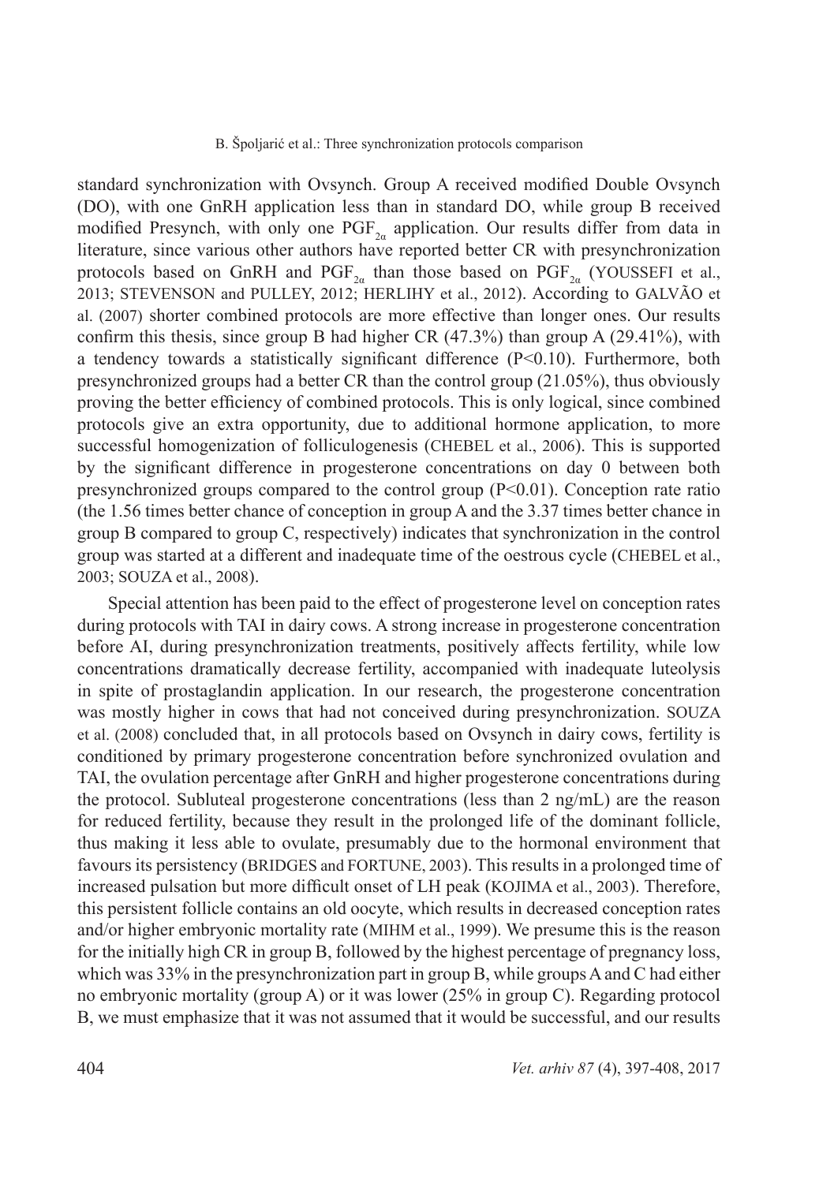standard synchronization with Ovsynch. Group A received modified Double Ovsynch (DO), with one GnRH application less than in standard DO, while group B received modified Presynch, with only one $PGF_{2\alpha}$ application. Our results differ from data in literature, since various other authors have reported better CR with presynchronization protocols based on GnRH and $PGF_{2\alpha}$ than those based on $PGF_{2\alpha}$ (YOUSSEFI et al., 2013; STEVENSON and PULLEY, 2012; HERLIHY et al., 2012). According to GALVÃO et al. (2007) shorter combined protocols are more effective than longer ones. Our results confirm this thesis, since group B had higher CR (47.3%) than group A (29.41%), with a tendency towards a statistically significant difference ($P<0.10$). Furthermore, both presynchronized groups had a better CR than the control group (21.05%), thus obviously proving the better efficiency of combined protocols. This is only logical, since combined protocols give an extra opportunity, due to additional hormone application, to more successful homogenization of folliculogenesis (CHEBEL et al., 2006). This is supported by the significant difference in progesterone concentrations on day 0 between both presynchronized groups compared to the control group ($P<0.01$). Conception rate ratio (the 1.56 times better chance of conception in group A and the 3.37 times better chance in group B compared to group C, respectively) indicates that synchronization in the control group was started at a different and inadequate time of the oestrous cycle (CHEBEL et al., 2003; SOUZA et al., 2008).

Special attention has been paid to the effect of progesterone level on conception rates during protocols with TAI in dairy cows. A strong increase in progesterone concentration before AI, during presynchronization treatments, positively affects fertility, while low concentrations dramatically decrease fertility, accompanied with inadequate luteolysis in spite of prostaglandin application. In our research, the progesterone concentration was mostly higher in cows that had not conceived during presynchronization. SOUZA et al. (2008) concluded that, in all protocols based on Ovsynch in dairy cows, fertility is conditioned by primary progesterone concentration before synchronized ovulation and TAI, the ovulation percentage after GnRH and higher progesterone concentrations during the protocol. Subluteal progesterone concentrations (less than 2 ng/mL) are the reason for reduced fertility, because they result in the prolonged life of the dominant follicle, thus making it less able to ovulate, presumably due to the hormonal environment that favours its persistency (BRIDGES and FORTUNE, 2003). This results in a prolonged time of increased pulsation but more difficult onset of LH peak (KOJIMA et al., 2003). Therefore, this persistent follicle contains an old oocyte, which results in decreased conception rates and/or higher embryonic mortality rate (MIHM et al., 1999). We presume this is the reason for the initially high CR in group B, followed by the highest percentage of pregnancy loss, which was 33% in the presynchronization part in group B, while groups A and C had either no embryonic mortality (group A) or it was lower (25% in group C). Regarding protocol B, we must emphasize that it was not assumed that it would be successful, and our results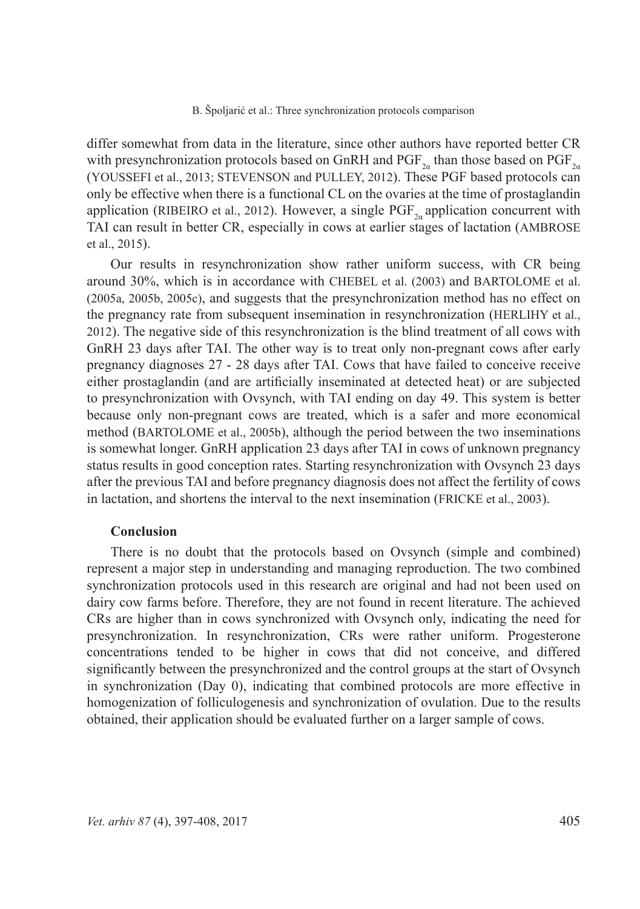differ somewhat from data in the literature, since other authors have reported better CR with presynchronization protocols based on GnRH and $PGF_{2\alpha}$ than those based on $PGF_{2\alpha}$ (YOUSSEFI et al., 2013; STEVENSON and PULLEY, 2012). These PGF based protocols can only be effective when there is a functional CL on the ovaries at the time of prostaglandin application (RIBEIRO et al., 2012). However, a single $PGF_{2\alpha}$ application concurrent with TAI can result in better CR, especially in cows at earlier stages of lactation (AMBROSE et al., 2015).

Our results in resynchronization show rather uniform success, with CR being around 30%, which is in accordance with CHEBEL et al. (2003) and BARTOLOME et al. (2005a, 2005b, 2005c), and suggests that the presynchronization method has no effect on the pregnancy rate from subsequent insemination in resynchronization (HERLIHY et al., 2012). The negative side of this resynchronization is the blind treatment of all cows with GnRH 23 days after TAI. The other way is to treat only non-pregnant cows after early pregnancy diagnoses 27 - 28 days after TAI. Cows that have failed to conceive receive either prostaglandin (and are artificially inseminated at detected heat) or are subjected to presynchronization with Ovsynch, with TAI ending on day 49. This system is better because only non-pregnant cows are treated, which is a safer and more economical method (BARTOLOME et al., 2005b), although the period between the two inseminations is somewhat longer. GnRH application 23 days after TAI in cows of unknown pregnancy status results in good conception rates. Starting resynchronization with Ovsynch 23 days after the previous TAI and before pregnancy diagnosis does not affect the fertility of cows in lactation, and shortens the interval to the next insemination (FRICKE et al., 2003).

### Conclusion

There is no doubt that the protocols based on Ovsynch (simple and combined) represent a major step in understanding and managing reproduction. The two combined synchronization protocols used in this research are original and had not been used on dairy cow farms before. Therefore, they are not found in recent literature. The achieved CRs are higher than in cows synchronized with Ovsynch only, indicating the need for presynchronization. In resynchronization, CRs were rather uniform. Progesterone concentrations tended to be higher in cows that did not conceive, and differed significantly between the presynchronized and the control groups at the start of Ovsynch in synchronization (Day 0), indicating that combined protocols are more effective in homogenization of folliculogenesis and synchronization of ovulation. Due to the results obtained, their application should be evaluated further on a larger sample of cows.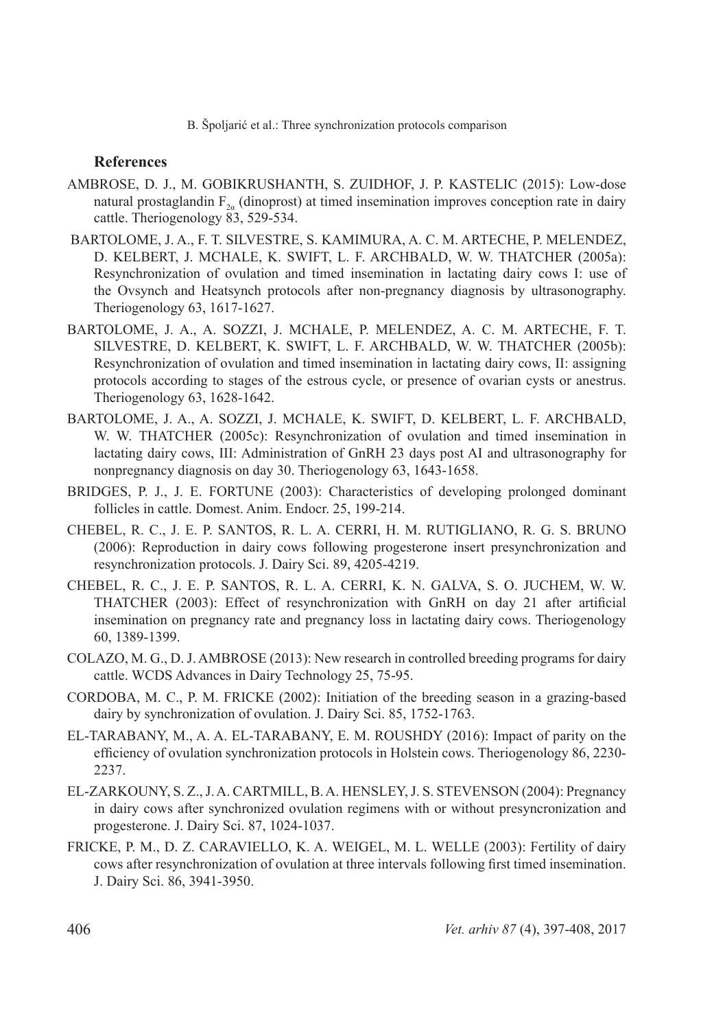## References

AMBROSE, D. J., M. GOBIKRUSHANTH, S. ZUIDHOF, J. P. KASTELIC (2015): Low-dose natural prostaglandin $F_{2\alpha}$ (dinoprost) at timed insemination improves conception rate in dairy cattle. Theriogenology 83, 529-534.

BARTOLOME, J. A., F. T. SILVESTRE, S. KAMIMURA, A. C. M. ARTECHE, P. MELENDEZ, D. KELBERT, J. MCHALE, K. SWIFT, L. F. ARCHBALD, W. W. THATCHER (2005a): Resynchronization of ovulation and timed insemination in lactating dairy cows I: use of the Ovsynch and Heatsynch protocols after non-pregnancy diagnosis by ultrasonography. Theriogenology 63, 1617-1627.

BARTOLOME, J. A., A. SOZZI, J. MCHALE, P. MELENDEZ, A. C. M. ARTECHE, F. T. SILVESTRE, D. KELBERT, K. SWIFT, L. F. ARCHBALD, W. W. THATCHER (2005b): Resynchronization of ovulation and timed insemination in lactating dairy cows, II: assigning protocols according to stages of the estrous cycle, or presence of ovarian cysts or anestrus. Theriogenology 63, 1628-1642.

BARTOLOME, J. A., A. SOZZI, J. MCHALE, K. SWIFT, D. KELBERT, L. F. ARCHBALD, W. W. THATCHER (2005c): Resynchronization of ovulation and timed insemination in lactating dairy cows, III: Administration of GnRH 23 days post AI and ultrasonography for nonpregnancy diagnosis on day 30. Theriogenology 63, 1643-1658.

BRIDGES, P. J., J. E. FORTUNE (2003): Characteristics of developing prolonged dominant follicles in cattle. Domest. Anim. Endocr. 25, 199-214.

CHEBEL, R. C., J. E. P. SANTOS, R. L. A. CERRI, H. M. RUTIGLIANO, R. G. S. BRUNO (2006): Reproduction in dairy cows following progesterone insert presynchronization and resynchronization protocols. J. Dairy Sci. 89, 4205-4219.

CHEBEL, R. C., J. E. P. SANTOS, R. L. A. CERRI, K. N. GALVA, S. O. JUCHEM, W. W. THATCHER (2003): Effect of resynchronization with GnRH on day 21 after artificial insemination on pregnancy rate and pregnancy loss in lactating dairy cows. Theriogenology 60, 1389-1399.

COLAZO, M. G., D. J. AMBROSE (2013): New research in controlled breeding programs for dairy cattle. WCDS Advances in Dairy Technology 25, 75-95.

CORDOBA, M. C., P. M. FRICKE (2002): Initiation of the breeding season in a grazing-based dairy by synchronization of ovulation. J. Dairy Sci. 85, 1752-1763.

EL-TARABANY, M., A. A. EL-TARABANY, E. M. ROUSHDY (2016): Impact of parity on the efficiency of ovulation synchronization protocols in Holstein cows. Theriogenology 86, 2230-2237.

EL-ZARKOUNY, S. Z., J. A. CARTMILL, B. A. HENSLEY, J. S. STEVENSON (2004): Pregnancy in dairy cows after synchronized ovulation regimens with or without presyncronization and progesterone. J. Dairy Sci. 87, 1024-1037.

FRICKE, P. M., D. Z. CARAVIELLO, K. A. WEIGEL, M. L. WELLE (2003): Fertility of dairy cows after resynchronization of ovulation at three intervals following first timed insemination. J. Dairy Sci. 86, 3941-3950.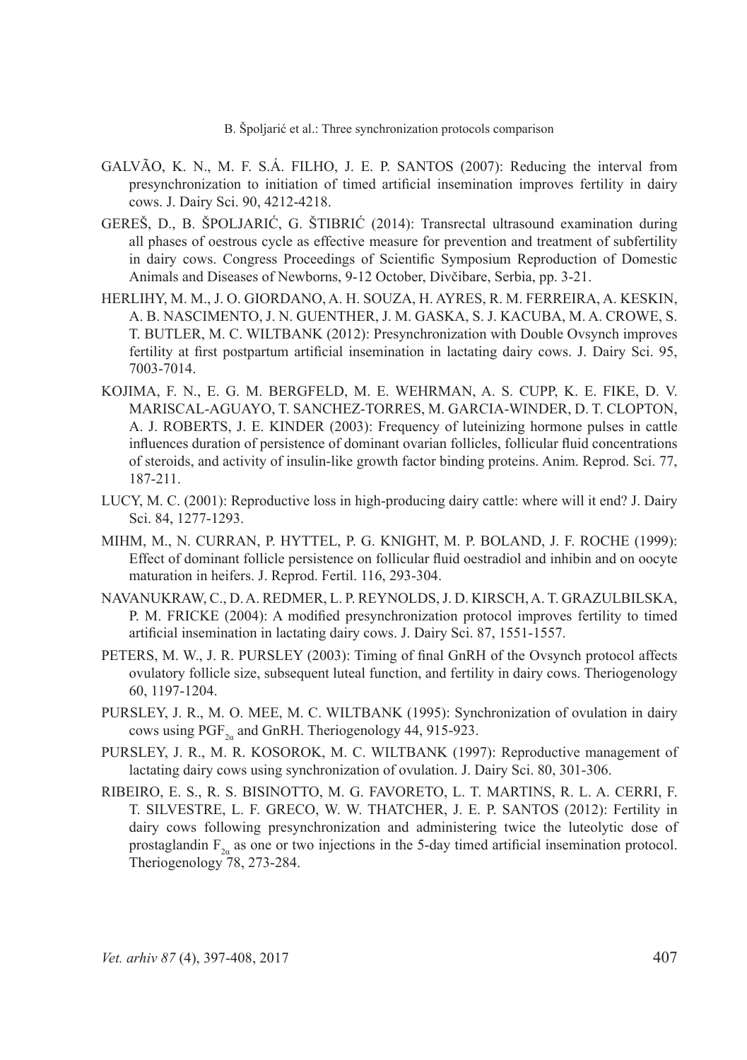GALVÃO, K. N., M. F. S.Á. FILHO, J. E. P. SANTOS (2007): Reducing the interval from presynchronization to initiation of timed artificial insemination improves fertility in dairy cows. J. Dairy Sci. 90, 4212-4218.

GEREŠ, D., B. ŠPOLJARIĆ, G. ŠTIBRIĆ (2014): Transrectal ultrasound examination during all phases of oestrous cycle as effective measure for prevention and treatment of subfertility in dairy cows. Congress Proceedings of Scientific Symposium Reproduction of Domestic Animals and Diseases of Newborns, 9-12 October, Divčibare, Serbia, pp. 3-21.

HERLIHY, M. M., J. O. GIORDANO, A. H. SOUZA, H. AYRES, R. M. FERREIRA, A. KESKIN, A. B. NASCIMENTO, J. N. GUENTHER, J. M. GASKA, S. J. KACUBA, M. A. CROWE, S. T. BUTLER, M. C. WILTBANK (2012): Presynchronization with Double Ovsynch improves fertility at first postpartum artificial insemination in lactating dairy cows. J. Dairy Sci. 95, 7003-7014.

KOJIMA, F. N., E. G. M. BERGFELD, M. E. WEHRMAN, A. S. CUPP, K. E. FIKE, D. V. MARISCAL-AGUAYO, T. SANCHEZ-TORRES, M. GARCIA-WINDER, D. T. CLOPTON, A. J. ROBERTS, J. E. KINDER (2003): Frequency of luteinizing hormone pulses in cattle influences duration of persistence of dominant ovarian follicles, follicular fluid concentrations of steroids, and activity of insulin-like growth factor binding proteins. Anim. Reprod. Sci. 77, 187-211.

LUCY, M. C. (2001): Reproductive loss in high-producing dairy cattle: where will it end? J. Dairy Sci. 84, 1277-1293.

MIHM, M., N. CURRAN, P. HYTTEL, P. G. KNIGHT, M. P. BOLAND, J. F. ROCHE (1999): Effect of dominant follicle persistence on follicular fluid oestradiol and inhibin and on oocyte maturation in heifers. J. Reprod. Fertil. 116, 293-304.

NAVANUKRAW, C., D. A. REDMER, L. P. REYNOLDS, J. D. KIRSCH, A. T. GRAZULBILSKA, P. M. FRICKE (2004): A modified presynchronization protocol improves fertility to timed artificial insemination in lactating dairy cows. J. Dairy Sci. 87, 1551-1557.

PETERS, M. W., J. R. PURSLEY (2003): Timing of final GnRH of the Ovsynch protocol affects ovulatory follicle size, subsequent luteal function, and fertility in dairy cows. Theriogenology 60, 1197-1204.

PURSLEY, J. R., M. O. MEE, M. C. WILTBANK (1995): Synchronization of ovulation in dairy cows using $PGF_{2\alpha}$ and GnRH. Theriogenology 44, 915-923.

PURSLEY, J. R., M. R. KOSOROK, M. C. WILTBANK (1997): Reproductive management of lactating dairy cows using synchronization of ovulation. J. Dairy Sci. 80, 301-306.

RIBEIRO, E. S., R. S. BISINOTTO, M. G. FAVORETO, L. T. MARTINS, R. L. A. CERRI, F. T. SILVESTRE, L. F. GRECO, W. W. THATCHER, J. E. P. SANTOS (2012): Fertility in dairy cows following presynchronization and administering twice the luteolytic dose of prostaglandin $F_{2\alpha}$ as one or two injections in the 5-day timed artificial insemination protocol. Theriogenology 78, 273-284.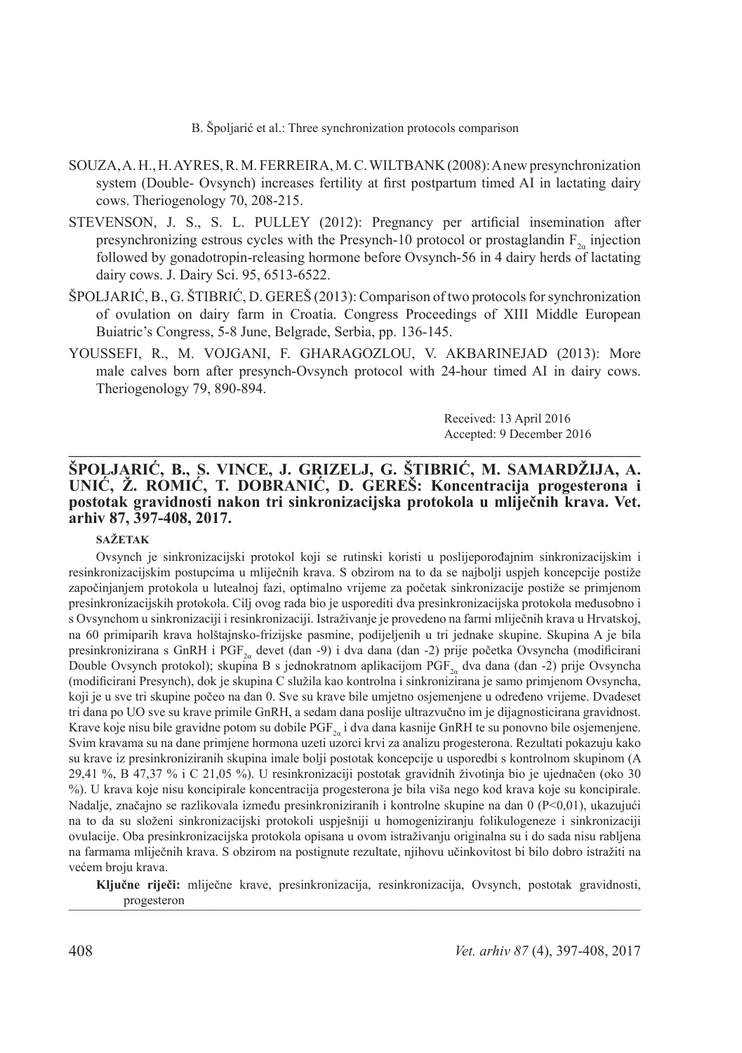SOUZA, A. H., H. AYRES, R. M. FERREIRA, M. C. WILTBANK (2008): A new presynchronization system (Double- Ovsynch) increases fertility at first postpartum timed AI in lactating dairy cows. Theriogenology 70, 208-215.

STEVENSON, J. S., S. L. PULLEY (2012): Pregnancy per artificial insemination after presynchronizing estrous cycles with the Presynch-10 protocol or prostaglandin $F_{2\alpha}$ injection followed by gonadotropin-releasing hormone before Ovsynch-56 in 4 dairy herds of lactating dairy cows. J. Dairy Sci. 95, 6513-6522.

ŠPOLJARIĆ, B., G. ŠTIBRIĆ, D. GEREŠ (2013): Comparison of two protocols for synchronization of ovulation on dairy farm in Croatia. Congress Proceedings of XIII Middle European Buiatric's Congress, 5-8 June, Belgrade, Serbia, pp. 136-145.

YOUSSEFI, R., M. VOJGANI, F. GHARAGOZLOU, V. AKBARINEJAD (2013): More male calves born after presynch-Ovsynch protocol with 24-hour timed AI in dairy cows. Theriogenology 79, 890-894.

Received: 13 April 2016
Accepted: 9 December 2016

---

**ŠPOLJARIĆ, B., S. VINCE, J. GRIZELJ, G. ŠTIBRIĆ, M. SAMARDŽIJA, A. UNIĆ, Ž. ROMIĆ, T. DOBRANIĆ, D. GEREŠ: Koncentracija progesterona i postotak gravidnosti nakon tri sinkronizacijska protokola u mliječnih krava. Vet. arhiv 87, 397-408, 2017.**

**SAŽETAK**

Ovsynch je sinkronizacijski protokol koji se rutinski koristi u poslijeporođajnim sinkronizacijskim i resinkronizacijskim postupcima u mliječnih krava. S obzirom na to da se najbolji uspjeh koncepcije postiže započinjanjem protokola u lutealnoj fazi, optimalno vrijeme za početak sinkronizacije postiže se primjenom presinkronizacijskih protokola. Cilj ovog rada bio je usporediti dva presinkronizacijska protokola međusobno i s Ovsynchom u sinkronizaciji i resinkronizaciji. Istraživanje je provedeno na farmi mliječnih krava u Hrvatskoj, na 60 primiparih krava holštajnsko-frizijske pasmine, podijeljenih u tri jednake skupine. Skupina A je bila presinkronizirana s GnRH i $PGF_{2\alpha}$ devet (dan -9) i dva dana (dan -2) prije početka Ovsyncha (modificirani Double Ovsynch protokol); skupina B s jednokratnom aplikacijom $PGF_{2\alpha}$ dva dana (dan -2) prije Ovsyncha (modificirani Presynch), dok je skupina C služila kao kontrolna i sinkronizirana je samo primjenom Ovsyncha, koji je u sve tri skupine počeo na dan 0. Sve su krave bile umjetno osjemenjene u određeno vrijeme. Dvadeset tri dana po UO sve su krave primile GnRH, a sedam dana poslije ultrazvučno im je dijagnosticirana gravidnost. Krave koje nisu bile gravidne potom su dobile $PGF_{2\alpha}$ i dva dana kasnije GnRH te su ponovno bile osjemenjene. Svim kravama su na dane primjene hormona uzeti uzorci krvi za analizu progesterona. Rezultati pokazuju kako su krave iz presinkroniziranih skupina imale bolji postotak koncepcije u usporedbi s kontrolnom skupinom (A 29,41 %, B 47,37 % i C 21,05 %). U resinkronizaciji postotak gravidnih životinja bio je ujednačen (oko 30 %). U krava koje nisu koncipirale koncentracija progesterona je bila viša nego kod krava koje su koncipirale. Nadalje, značajno se razlikovala između presinkroniziranih i kontrolne skupine na dan 0 ($P<0,01$), ukazujući na to da su složeni sinkronizacijski protokoli uspješniji u homogeniziranju folikulogeneze i sinkronizaciji ovulacije. Oba presinkronizacijska protokola opisana u ovom istraživanju originalna su i do sada nisu rabljena na farmama mliječnih krava. S obzirom na postignute rezultate, njihovu učinkovitost bi bilo dobro istražiti na većem broju krava.

**Ključne riječi:** mliječne krave, presinkronizacija, resinkronizacija, Ovsynch, postotak gravidnosti, progesteron